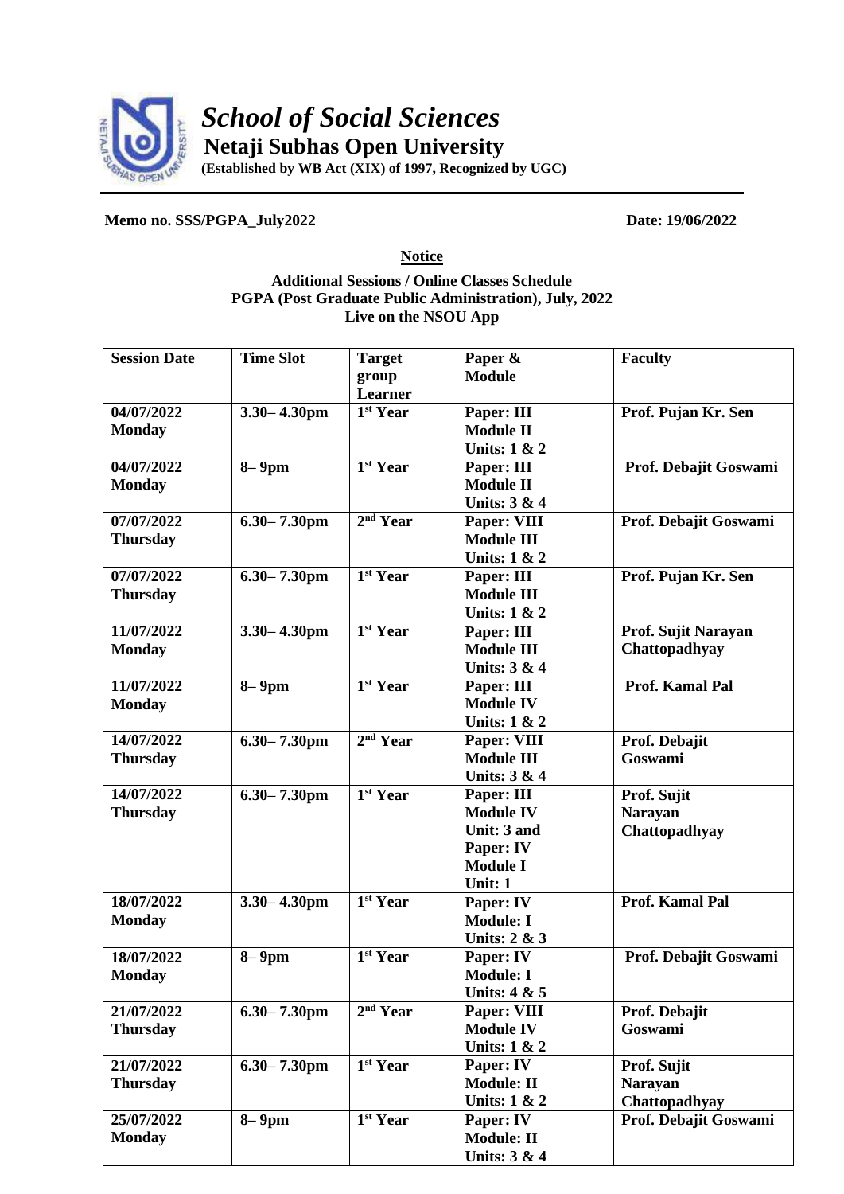# *School of Social Sciences*

## Netaji Subhas Open University

**(Established by WB Act (XIX) of 1997, Recognized by UGC)**

**Memo no. SSS/PGPA_July2022** **Date: 19/06/2022**

**Notice**

**Additional Sessions / Online Classes Schedule**
**PGPA (Post Graduate Public Administration), July, 2022**
**Live on the NSOU App**

| Session Date | Time Slot | Target group Learner | Paper & Module | Faculty |
|---|---|---|---|---|
| **04/07/2022 Monday** | **3.30– 4.30pm** | **1st Year** | **Paper: III Module II Units: 1 & 2** | **Prof. Pujan Kr. Sen** |
| **04/07/2022 Monday** | **8– 9pm** | **1st Year** | **Paper: III Module II Units: 3 & 4** | **Prof. Debajit Goswami** |
| **07/07/2022 Thursday** | **6.30– 7.30pm** | **2nd Year** | **Paper: VIII Module III Units: 1 & 2** | **Prof. Debajit Goswami** |
| **07/07/2022 Thursday** | **6.30– 7.30pm** | **1st Year** | **Paper: III Module III Units: 1 & 2** | **Prof. Pujan Kr. Sen** |
| **11/07/2022 Monday** | **3.30– 4.30pm** | **1st Year** | **Paper: III Module III Units: 3 & 4** | **Prof. Sujit Narayan Chattopadhyay** |
| **11/07/2022 Monday** | **8– 9pm** | **1st Year** | **Paper: III Module IV Units: 1 & 2** | **Prof. Kamal Pal** |
| **14/07/2022 Thursday** | **6.30– 7.30pm** | **2nd Year** | **Paper: VIII Module III Units: 3 & 4** | **Prof. Debajit Goswami** |
| **14/07/2022 Thursday** | **6.30– 7.30pm** | **1st Year** | **Paper: III Module IV Unit: 3 and Paper: IV Module I Unit: 1** | **Prof. Sujit Narayan Chattopadhyay** |
| **18/07/2022 Monday** | **3.30– 4.30pm** | **1st Year** | **Paper: IV Module: I Units: 2 & 3** | **Prof. Kamal Pal** |
| **18/07/2022 Monday** | **8– 9pm** | **1st Year** | **Paper: IV Module: I Units: 4 & 5** | **Prof. Debajit Goswami** |
| **21/07/2022 Thursday** | **6.30– 7.30pm** | **2nd Year** | **Paper: VIII Module IV Units: 1 & 2** | **Prof. Debajit Goswami** |
| **21/07/2022 Thursday** | **6.30– 7.30pm** | **1st Year** | **Paper: IV Module: II Units: 1 & 2** | **Prof. Sujit Narayan Chattopadhyay** |
| **25/07/2022 Monday** | **8– 9pm** | **1st Year** | **Paper: IV Module: II Units: 3 & 4** | **Prof. Debajit Goswami** |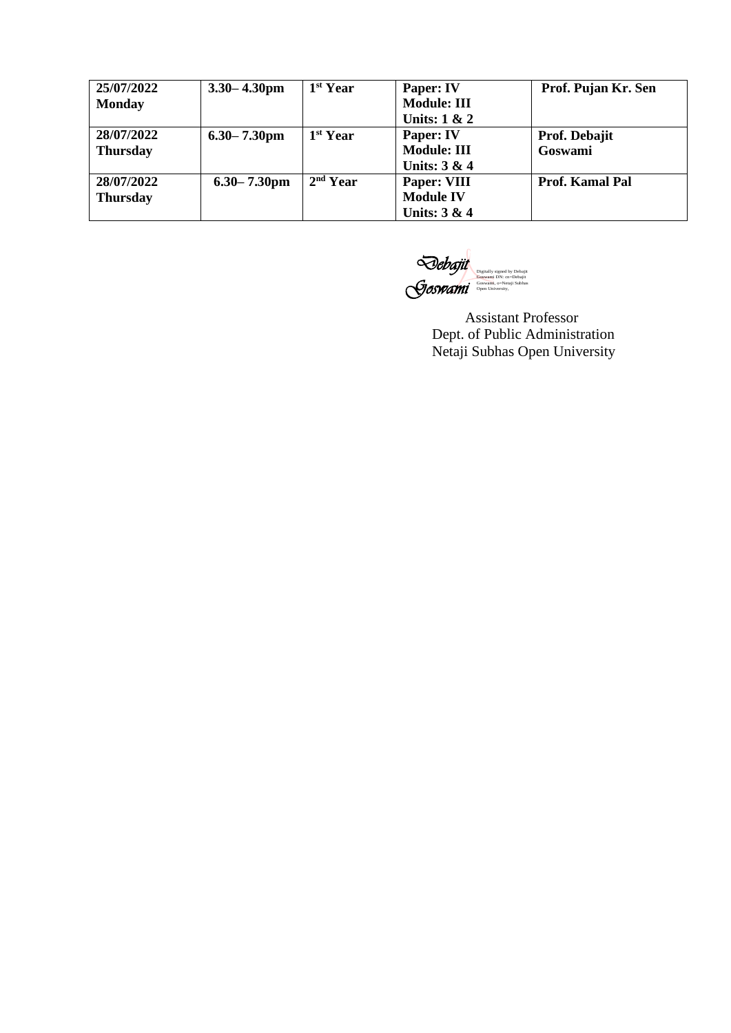| | | | | |
|---|---|---|---|---|
| **25/07/2022 Monday** | **3.30– 4.30pm** | **1st Year** | **Paper: IV Module: III Units: 1 & 2** | **Prof. Pujan Kr. Sen** |
| **28/07/2022 Thursday** | **6.30– 7.30pm** | **1st Year** | **Paper: IV Module: III Units: 3 & 4** | **Prof. Debajit Goswami** |
| **28/07/2022 Thursday** | **6.30– 7.30pm** | **2nd Year** | **Paper: VIII Module IV Units: 3 & 4** | **Prof. Kamal Pal** |

Debajit Goswami

Digitally signed by Debajit Goswami DN: cn=Debajit Goswami, o=Netaji Subhas Open University,

Assistant Professor
Dept. of Public Administration
Netaji Subhas Open University